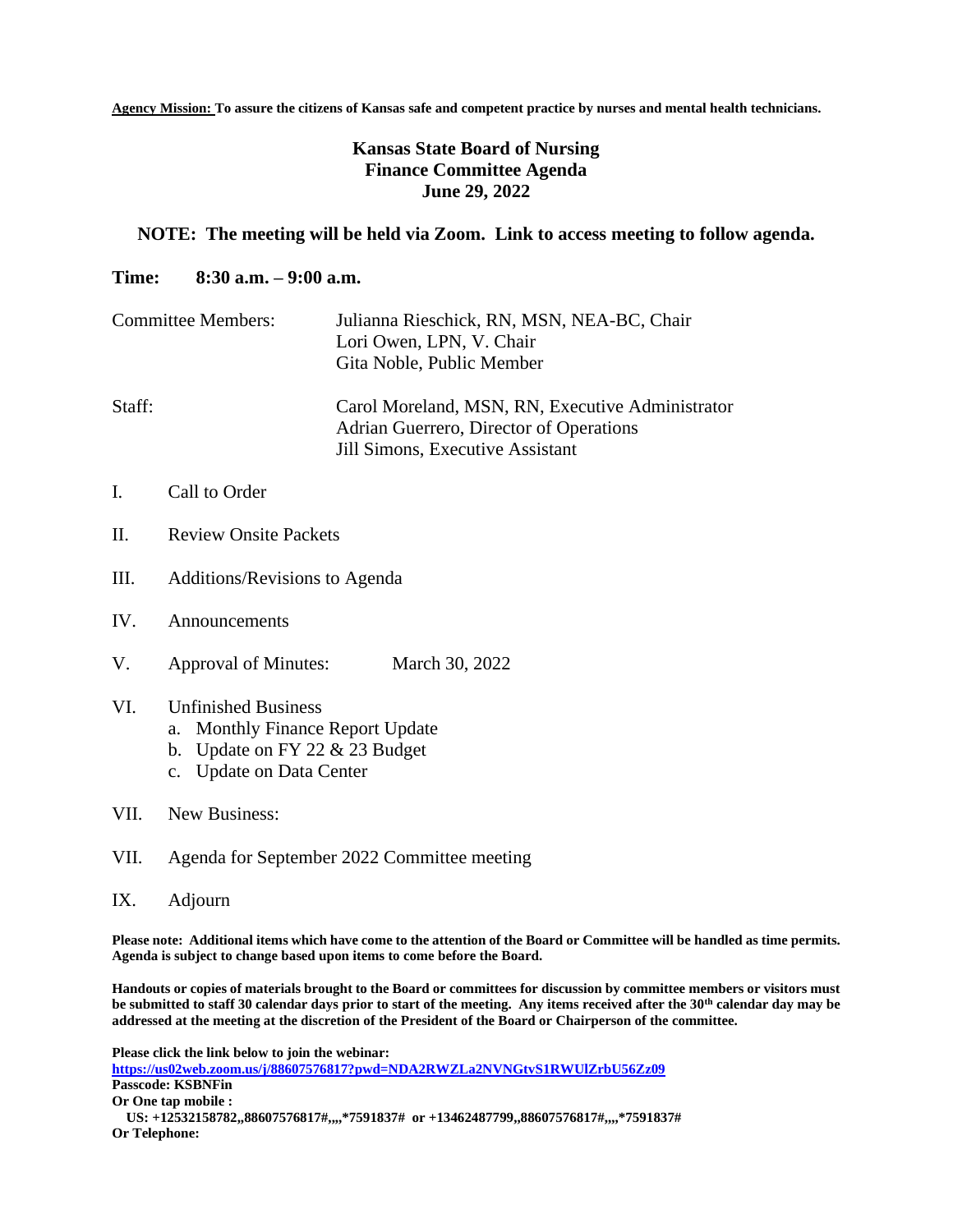**Agency Mission:** **To assure the citizens of Kansas safe and competent practice by nurses and mental health technicians.**

# Kansas State Board of Nursing
## Finance Committee Agenda
### June 29, 2022

**NOTE: The meeting will be held via Zoom. Link to access meeting to follow agenda.**

**Time: 8:30 a.m. – 9:00 a.m.**

| | |
|---|---|
| Committee Members: | Julianna Rieschick, RN, MSN, NEA-BC, Chair<br>Lori Owen, LPN, V. Chair<br>Gita Noble, Public Member |
| Staff: | Carol Moreland, MSN, RN, Executive Administrator<br>Adrian Guerrero, Director of Operations<br>Jill Simons, Executive Assistant |

I. Call to Order

II. Review Onsite Packets

III. Additions/Revisions to Agenda

IV. Announcements

V. Approval of Minutes: March 30, 2022

VI. Unfinished Business
   a. Monthly Finance Report Update
   b. Update on FY 22 & 23 Budget
   c. Update on Data Center

VII. New Business:

VII. Agenda for September 2022 Committee meeting

IX. Adjourn

**Please note: Additional items which have come to the attention of the Board or Committee will be handled as time permits. Agenda is subject to change based upon items to come before the Board.**

**Handouts or copies of materials brought to the Board or committees for discussion by committee members or visitors must be submitted to staff 30 calendar days prior to start of the meeting. Any items received after the 30th calendar day may be addressed at the meeting at the discretion of the President of the Board or Chairperson of the committee.**

**Please click the link below to join the webinar:**
**https://us02web.zoom.us/j/88607576817?pwd=NDA2RWZLa2NVNGtvS1RWUlZrbU56Zz09**
**Passcode: KSBNFin**
**Or One tap mobile :**
**US: +12532158782,,88607576817#,,,,*7591837# or +13462487799,,88607576817#,,,,*7591837#**
**Or Telephone:**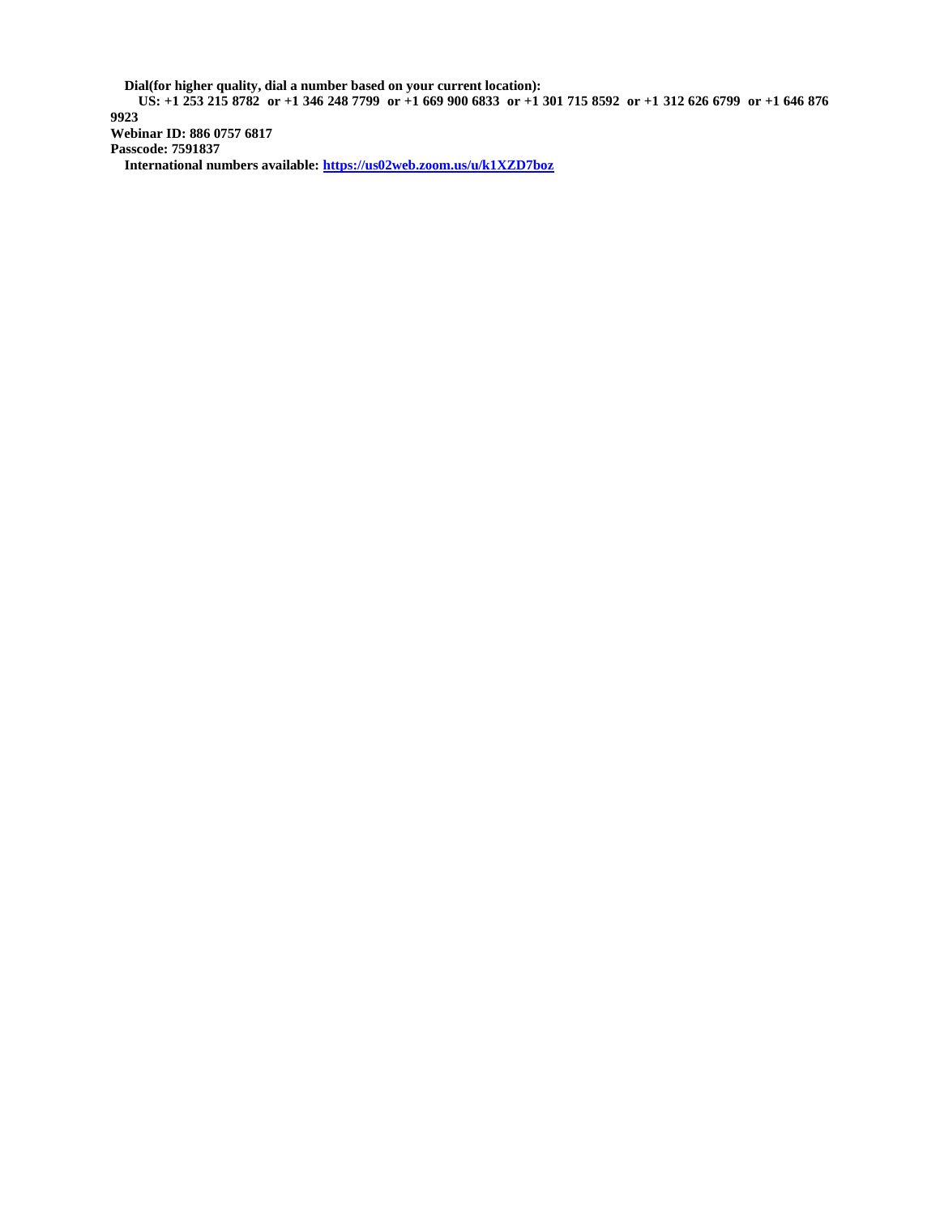**Dial(for higher quality, dial a number based on your current location):**

**US: +1 253 215 8782 or +1 346 248 7799 or +1 669 900 6833 or +1 301 715 8592 or +1 312 626 6799 or +1 646 876 9923**

**Webinar ID: 886 0757 6817**

**Passcode: 7591837**

**International numbers available: [https://us02web.zoom.us/u/k1XZD7boz](https://us02web.zoom.us/u/k1XZD7boz)**